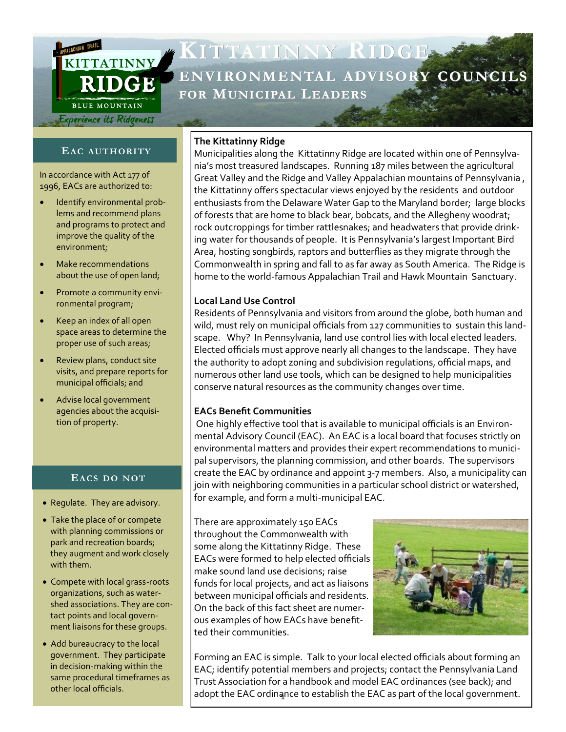# Kittatinny Ridge

## Environmental Advisory Councils for Municipal Leaders

### The Kittatinny Ridge

Municipalities along the Kittatinny Ridge are located within one of Pennsylvania's most treasured landscapes. Running 187 miles between the agricultural Great Valley and the Ridge and Valley Appalachian mountains of Pennsylvania, the Kittatinny offers spectacular views enjoyed by the residents and outdoor enthusiasts from the Delaware Water Gap to the Maryland border; large blocks of forests that are home to black bear, bobcats, and the Allegheny woodrat; rock outcroppings for timber rattlesnakes; and headwaters that provide drinking water for thousands of people. It is Pennsylvania's largest Important Bird Area, hosting songbirds, raptors and butterflies as they migrate through the Commonwealth in spring and fall to as far away as South America. The Ridge is home to the world-famous Appalachian Trail and Hawk Mountain Sanctuary.

### Local Land Use Control

Residents of Pennsylvania and visitors from around the globe, both human and wild, must rely on municipal officials from 127 communities to sustain this landscape. Why? In Pennsylvania, land use control lies with local elected leaders. Elected officials must approve nearly all changes to the landscape. They have the authority to adopt zoning and subdivision regulations, official maps, and numerous other land use tools, which can be designed to help municipalities conserve natural resources as the community changes over time.

### EACs Benefit Communities

One highly effective tool that is available to municipal officials is an Environmental Advisory Council (EAC). An EAC is a local board that focuses strictly on environmental matters and provides their expert recommendations to municipal supervisors, the planning commission, and other boards. The supervisors create the EAC by ordinance and appoint 3-7 members. Also, a municipality can join with neighboring communities in a particular school district or watershed, for example, and form a multi-municipal EAC.

There are approximately 150 EACs throughout the Commonwealth with some along the Kittatinny Ridge. These EACs were formed to help elected officials make sound land use decisions; raise funds for local projects, and act as liaisons between municipal officials and residents. On the back of this fact sheet are numerous examples of how EACs have benefitted their communities.

Forming an EAC is simple. Talk to your local elected officials about forming an EAC; identify potential members and projects; contact the Pennsylvania Land Trust Association for a handbook and model EAC ordinances (see back); and adopt the EAC ordinance to establish the EAC as part of the local government.

### EAC Authority

In accordance with Act 177 of 1996, EACs are authorized to:

- Identify environmental problems and recommend plans and programs to protect and improve the quality of the environment;
- Make recommendations about the use of open land;
- Promote a community environmental program;
- Keep an index of all open space areas to determine the proper use of such areas;
- Review plans, conduct site visits, and prepare reports for municipal officials; and
- Advise local government agencies about the acquisition of property.

### EACs do not

- Regulate. They are advisory.
- Take the place of or compete with planning commissions or park and recreation boards; they augment and work closely with them.
- Compete with local grass-roots organizations, such as watershed associations. They are contact points and local government liaisons for these groups.
- Add bureaucracy to the local government. They participate in decision-making within the same procedural timeframes as other local officials.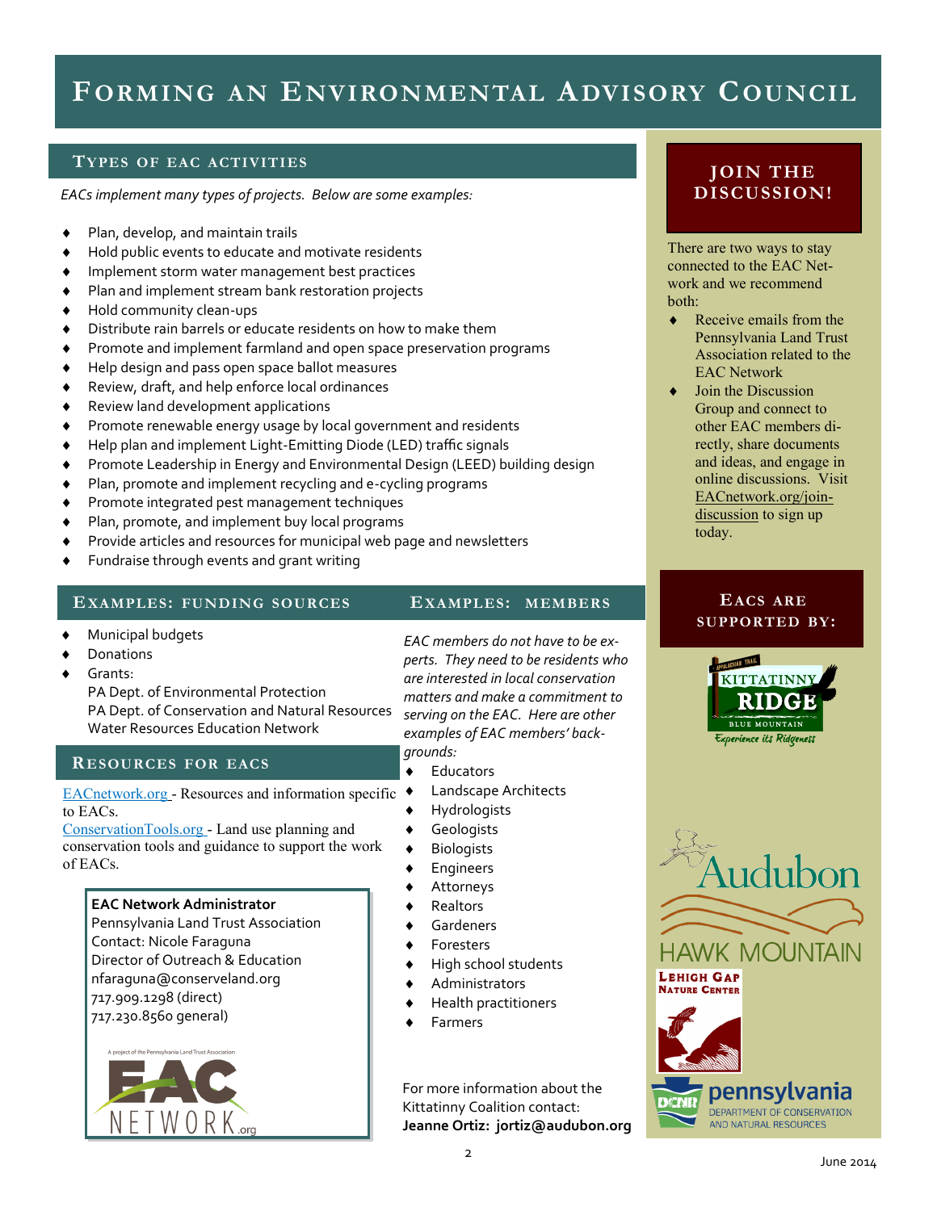# Forming an Environmental Advisory Council

## Types of EAC Activities

*EACs implement many types of projects. Below are some examples:*

- Plan, develop, and maintain trails
- Hold public events to educate and motivate residents
- Implement storm water management best practices
- Plan and implement stream bank restoration projects
- Hold community clean-ups
- Distribute rain barrels or educate residents on how to make them
- Promote and implement farmland and open space preservation programs
- Help design and pass open space ballot measures
- Review, draft, and help enforce local ordinances
- Review land development applications
- Promote renewable energy usage by local government and residents
- Help plan and implement Light-Emitting Diode (LED) traffic signals
- Promote Leadership in Energy and Environmental Design (LEED) building design
- Plan, promote and implement recycling and e-cycling programs
- Promote integrated pest management techniques
- Plan, promote, and implement buy local programs
- Provide articles and resources for municipal web page and newsletters
- Fundraise through events and grant writing

## Examples: Funding Sources

- Municipal budgets
- Donations
- Grants:
  PA Dept. of Environmental Protection
  PA Dept. of Conservation and Natural Resources
  Water Resources Education Network

## Resources for EACs

EACnetwork.org - Resources and information specific to EACs.
ConservationTools.org - Land use planning and conservation tools and guidance to support the work of EACs.

**EAC Network Administrator**
Pennsylvania Land Trust Association
Contact: Nicole Faraguna
Director of Outreach & Education
nfaraguna@conserveland.org
717.909.1298 (direct)
717.230.8560 general)

A project of the Pennsylvania Land Trust Association

EAC NETWORK.org

## Examples: Members

*EAC members do not have to be experts. They need to be residents who are interested in local conservation matters and make a commitment to serving on the EAC. Here are other examples of EAC members' backgrounds:*

- Educators
- Landscape Architects
- Hydrologists
- Geologists
- Biologists
- Engineers
- Attorneys
- Realtors
- Gardeners
- Foresters
- High school students
- Administrators
- Health practitioners
- Farmers

For more information about the Kittatinny Coalition contact:
**Jeanne Ortiz: jortiz@audubon.org**

## Join the Discussion!

There are two ways to stay connected to the EAC Network and we recommend both:

- Receive emails from the Pennsylvania Land Trust Association related to the EAC Network
- Join the Discussion Group and connect to other EAC members directly, share documents and ideas, and engage in online discussions. Visit EACnetwork.org/join-discussion to sign up today.

## EACs are supported by:

Appalachian Trail
Kittatinny Ridge
Blue Mountain
Experience its Ridgeness

Audubon

Hawk Mountain

Lehigh Gap Nature Center

DCNR pennsylvania
Department of Conservation and Natural Resources

June 2014